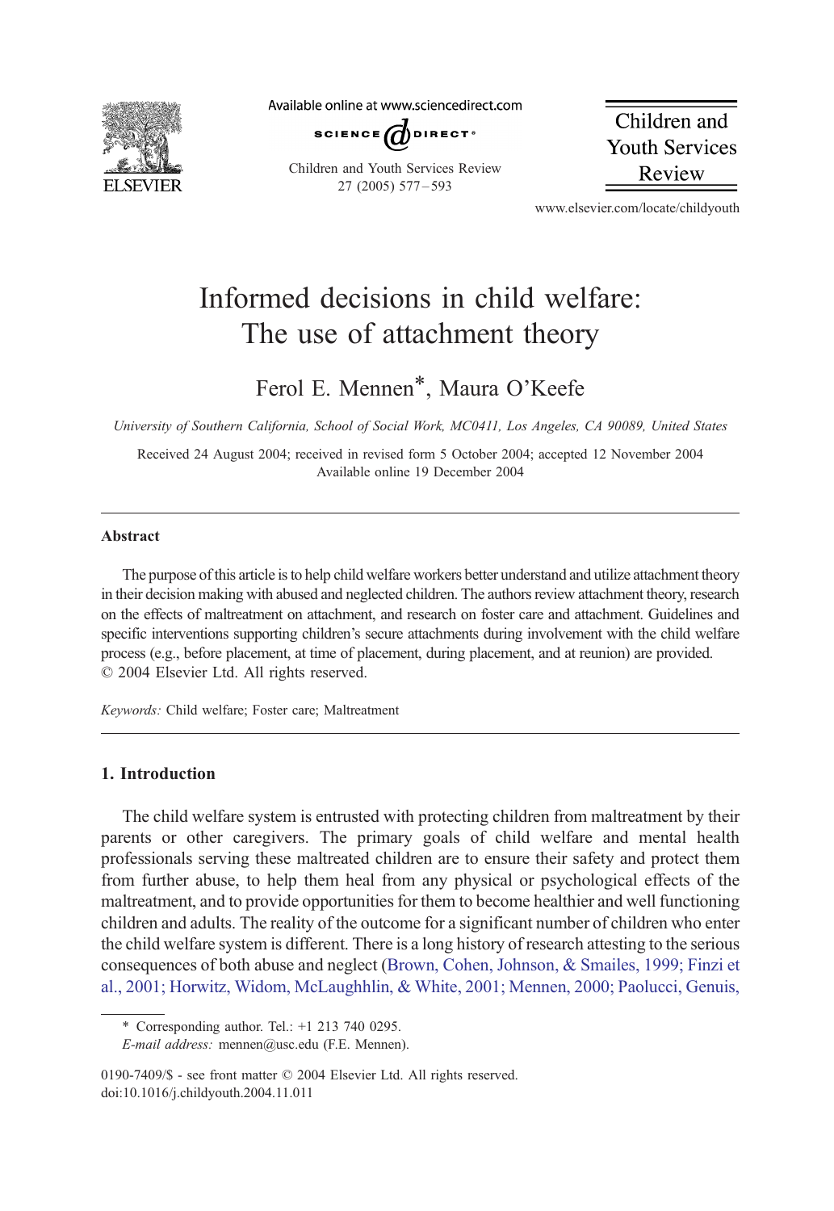# Informed decisions in child welfare: The use of attachment theory

Ferol E. Mennen*, Maura O'Keefe

*University of Southern California, School of Social Work, MC0411, Los Angeles, CA 90089, United States*

Received 24 August 2004; received in revised form 5 October 2004; accepted 12 November 2004
Available online 19 December 2004

## Abstract

The purpose of this article is to help child welfare workers better understand and utilize attachment theory in their decision making with abused and neglected children. The authors review attachment theory, research on the effects of maltreatment on attachment, and research on foster care and attachment. Guidelines and specific interventions supporting children's secure attachments during involvement with the child welfare process (e.g., before placement, at time of placement, during placement, and at reunion) are provided.
© 2004 Elsevier Ltd. All rights reserved.

*Keywords:* Child welfare; Foster care; Maltreatment

## 1. Introduction

The child welfare system is entrusted with protecting children from maltreatment by their parents or other caregivers. The primary goals of child welfare and mental health professionals serving these maltreated children are to ensure their safety and protect them from further abuse, to help them heal from any physical or psychological effects of the maltreatment, and to provide opportunities for them to become healthier and well functioning children and adults. The reality of the outcome for a significant number of children who enter the child welfare system is different. There is a long history of research attesting to the serious consequences of both abuse and neglect (Brown, Cohen, Johnson, & Smailes, 1999; Finzi et al., 2001; Horwitz, Widom, McLaughhlin, & White, 2001; Mennen, 2000; Paolucci, Genuis,

* Corresponding author. Tel.: +1 213 740 0295.
*E-mail address:* mennen@usc.edu (F.E. Mennen).

0190-7409/$ - see front matter © 2004 Elsevier Ltd. All rights reserved.
doi:10.1016/j.childyouth.2004.11.011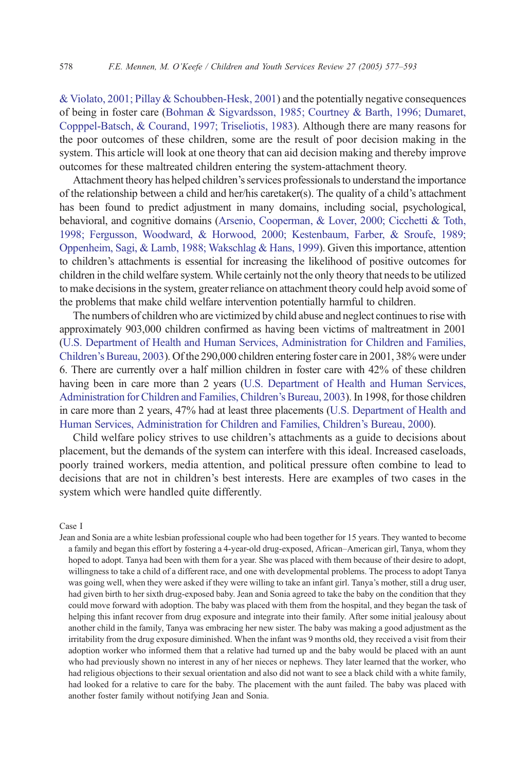& Violato, 2001; Pillay & Schoubben-Hesk, 2001) and the potentially negative consequences of being in foster care (Bohman & Sigvardsson, 1985; Courtney & Barth, 1996; Dumaret, Copppel-Batsch, & Courand, 1997; Triseliotis, 1983). Although there are many reasons for the poor outcomes of these children, some are the result of poor decision making in the system. This article will look at one theory that can aid decision making and thereby improve outcomes for these maltreated children entering the system-attachment theory.

Attachment theory has helped children's services professionals to understand the importance of the relationship between a child and her/his caretaker(s). The quality of a child's attachment has been found to predict adjustment in many domains, including social, psychological, behavioral, and cognitive domains (Arsenio, Cooperman, & Lover, 2000; Cicchetti & Toth, 1998; Fergusson, Woodward, & Horwood, 2000; Kestenbaum, Farber, & Sroufe, 1989; Oppenheim, Sagi, & Lamb, 1988; Wakschlag & Hans, 1999). Given this importance, attention to children's attachments is essential for increasing the likelihood of positive outcomes for children in the child welfare system. While certainly not the only theory that needs to be utilized to make decisions in the system, greater reliance on attachment theory could help avoid some of the problems that make child welfare intervention potentially harmful to children.

The numbers of children who are victimized by child abuse and neglect continues to rise with approximately 903,000 children confirmed as having been victims of maltreatment in 2001 (U.S. Department of Health and Human Services, Administration for Children and Families, Children's Bureau, 2003). Of the 290,000 children entering foster care in 2001, 38% were under 6. There are currently over a half million children in foster care with 42% of these children having been in care more than 2 years (U.S. Department of Health and Human Services, Administration for Children and Families, Children's Bureau, 2003). In 1998, for those children in care more than 2 years, 47% had at least three placements (U.S. Department of Health and Human Services, Administration for Children and Families, Children's Bureau, 2000).

Child welfare policy strives to use children's attachments as a guide to decisions about placement, but the demands of the system can interfere with this ideal. Increased caseloads, poorly trained workers, media attention, and political pressure often combine to lead to decisions that are not in children's best interests. Here are examples of two cases in the system which were handled quite differently.

Case I

Jean and Sonia are a white lesbian professional couple who had been together for 15 years. They wanted to become a family and began this effort by fostering a 4-year-old drug-exposed, African–American girl, Tanya, whom they hoped to adopt. Tanya had been with them for a year. She was placed with them because of their desire to adopt, willingness to take a child of a different race, and one with developmental problems. The process to adopt Tanya was going well, when they were asked if they were willing to take an infant girl. Tanya's mother, still a drug user, had given birth to her sixth drug-exposed baby. Jean and Sonia agreed to take the baby on the condition that they could move forward with adoption. The baby was placed with them from the hospital, and they began the task of helping this infant recover from drug exposure and integrate into their family. After some initial jealousy about another child in the family, Tanya was embracing her new sister. The baby was making a good adjustment as the irritability from the drug exposure diminished. When the infant was 9 months old, they received a visit from their adoption worker who informed them that a relative had turned up and the baby would be placed with an aunt who had previously shown no interest in any of her nieces or nephews. They later learned that the worker, who had religious objections to their sexual orientation and also did not want to see a black child with a white family, had looked for a relative to care for the baby. The placement with the aunt failed. The baby was placed with another foster family without notifying Jean and Sonia.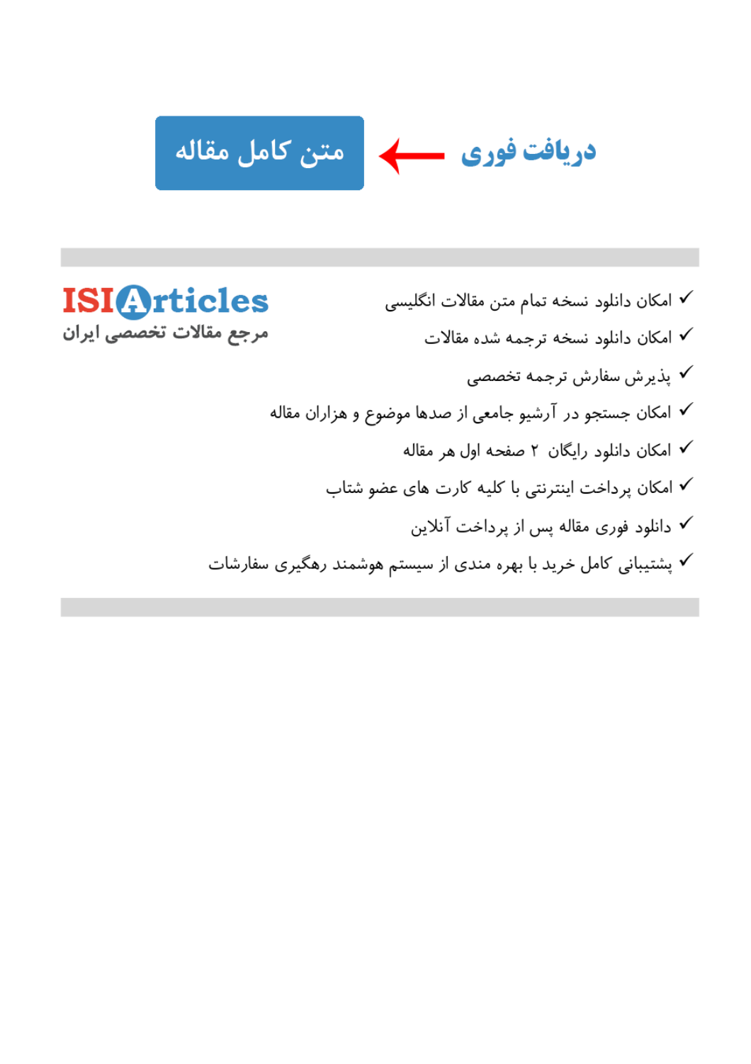دریافت فوری ← متن کامل مقاله

**ISIArticles**
مرجع مقالات تخصصی ایران

- ✓ امکان دانلود نسخه تمام متن مقالات انگلیسی
- ✓ امکان دانلود نسخه ترجمه شده مقالات
- ✓ پذیرش سفارش ترجمه تخصصی
- ✓ امکان جستجو در آرشیو جامعی از صدها موضوع و هزاران مقاله
- ✓ امکان دانلود رایگان ۲ صفحه اول هر مقاله
- ✓ امکان پرداخت اینترنتی با کلیه کارت های عضو شتاب
- ✓ دانلود فوری مقاله پس از پرداخت آنلاین
- ✓ پشتیبانی کامل خرید با بهره مندی از سیستم هوشمند رهگیری سفارشات